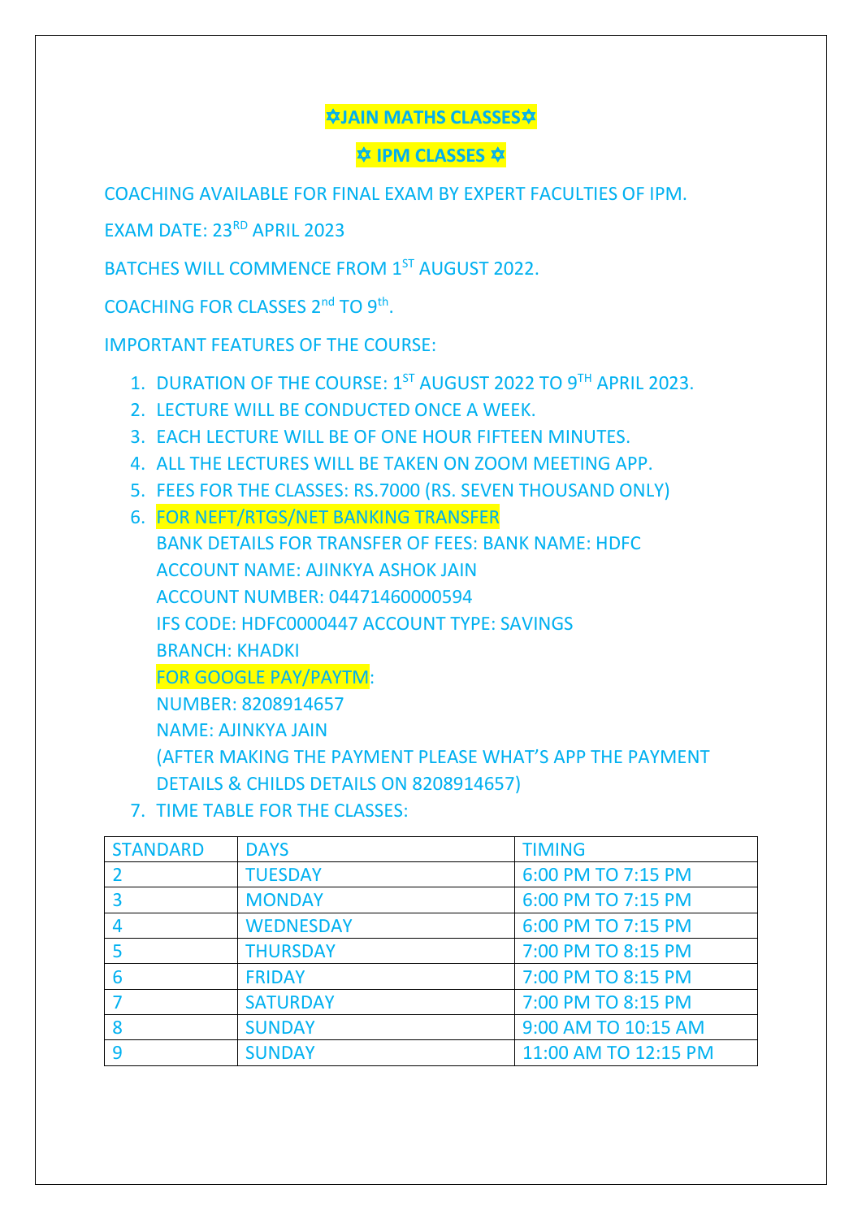# ✡JAIN MATHS CLASSES✡

## ✡ IPM CLASSES ✡

COACHING AVAILABLE FOR FINAL EXAM BY EXPERT FACULTIES OF IPM.

EXAM DATE: 23RD APRIL 2023

BATCHES WILL COMMENCE FROM 1ST AUGUST 2022.

COACHING FOR CLASSES 2nd TO 9th.

IMPORTANT FEATURES OF THE COURSE:

1. DURATION OF THE COURSE: 1ST AUGUST 2022 TO 9TH APRIL 2023.
2. LECTURE WILL BE CONDUCTED ONCE A WEEK.
3. EACH LECTURE WILL BE OF ONE HOUR FIFTEEN MINUTES.
4. ALL THE LECTURES WILL BE TAKEN ON ZOOM MEETING APP.
5. FEES FOR THE CLASSES: RS.7000 (RS. SEVEN THOUSAND ONLY)
6. FOR NEFT/RTGS/NET BANKING TRANSFER
   BANK DETAILS FOR TRANSFER OF FEES: BANK NAME: HDFC
   ACCOUNT NAME: AJINKYA ASHOK JAIN
   ACCOUNT NUMBER: 04471460000594
   IFS CODE: HDFC0000447 ACCOUNT TYPE: SAVINGS
   BRANCH: KHADKI
   FOR GOOGLE PAY/PAYTM:
   NUMBER: 8208914657
   NAME: AJINKYA JAIN
   (AFTER MAKING THE PAYMENT PLEASE WHAT'S APP THE PAYMENT DETAILS & CHILDS DETAILS ON 8208914657)
7. TIME TABLE FOR THE CLASSES:

| STANDARD | DAYS | TIMING |
|---|---|---|
| 2 | TUESDAY | 6:00 PM TO 7:15 PM |
| 3 | MONDAY | 6:00 PM TO 7:15 PM |
| 4 | WEDNESDAY | 6:00 PM TO 7:15 PM |
| 5 | THURSDAY | 7:00 PM TO 8:15 PM |
| 6 | FRIDAY | 7:00 PM TO 8:15 PM |
| 7 | SATURDAY | 7:00 PM TO 8:15 PM |
| 8 | SUNDAY | 9:00 AM TO 10:15 AM |
| 9 | SUNDAY | 11:00 AM TO 12:15 PM |